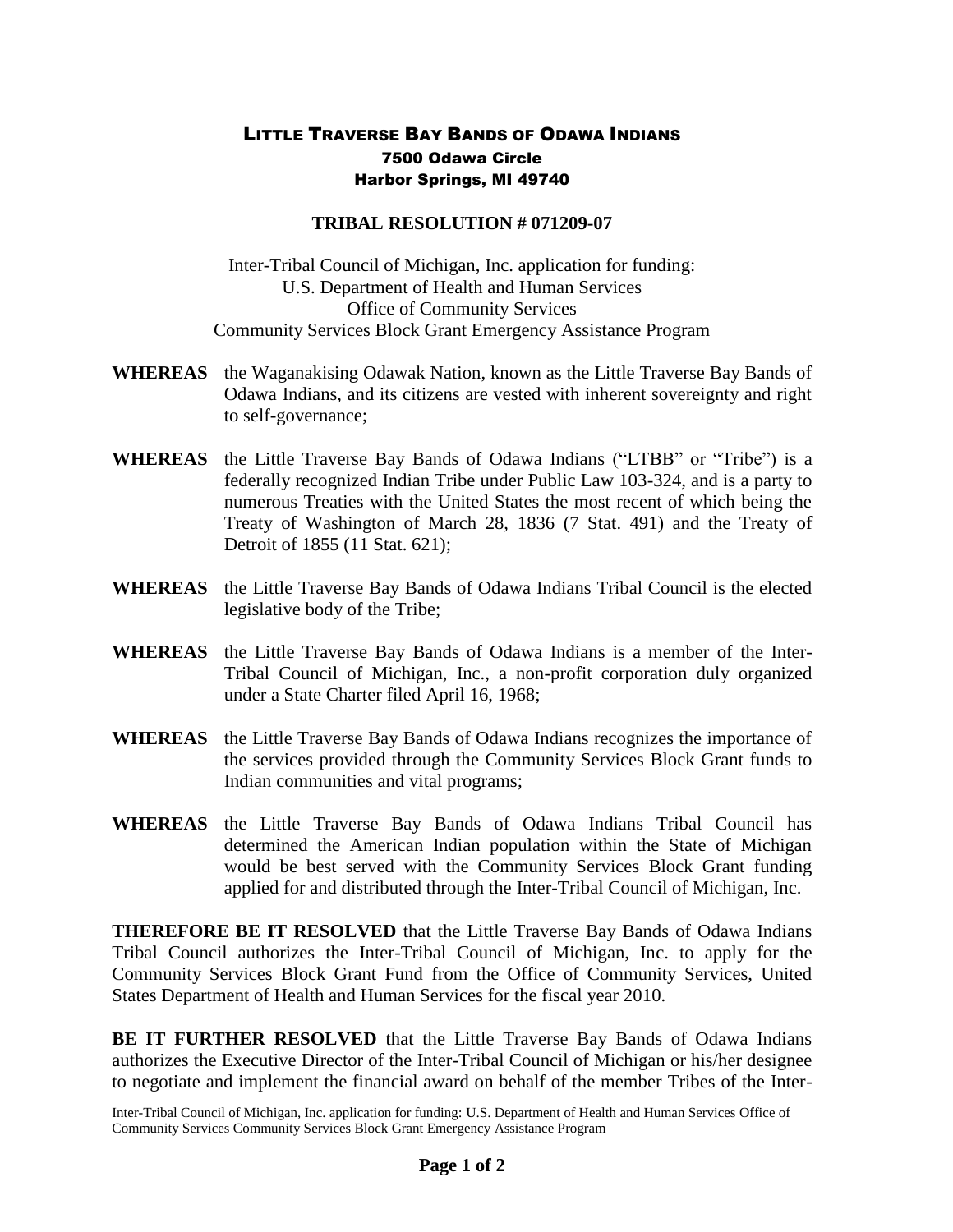# Little Traverse Bay Bands of Odawa Indians

**7500 Odawa Circle**
**Harbor Springs, MI 49740**

## TRIBAL RESOLUTION # 071209-07

Inter-Tribal Council of Michigan, Inc. application for funding:
U.S. Department of Health and Human Services
Office of Community Services
Community Services Block Grant Emergency Assistance Program

**WHEREAS** the Waganakising Odawak Nation, known as the Little Traverse Bay Bands of Odawa Indians, and its citizens are vested with inherent sovereignty and right to self-governance;

**WHEREAS** the Little Traverse Bay Bands of Odawa Indians ("LTBB" or "Tribe") is a federally recognized Indian Tribe under Public Law 103-324, and is a party to numerous Treaties with the United States the most recent of which being the Treaty of Washington of March 28, 1836 (7 Stat. 491) and the Treaty of Detroit of 1855 (11 Stat. 621);

**WHEREAS** the Little Traverse Bay Bands of Odawa Indians Tribal Council is the elected legislative body of the Tribe;

**WHEREAS** the Little Traverse Bay Bands of Odawa Indians is a member of the Inter-Tribal Council of Michigan, Inc., a non-profit corporation duly organized under a State Charter filed April 16, 1968;

**WHEREAS** the Little Traverse Bay Bands of Odawa Indians recognizes the importance of the services provided through the Community Services Block Grant funds to Indian communities and vital programs;

**WHEREAS** the Little Traverse Bay Bands of Odawa Indians Tribal Council has determined the American Indian population within the State of Michigan would be best served with the Community Services Block Grant funding applied for and distributed through the Inter-Tribal Council of Michigan, Inc.

**THEREFORE BE IT RESOLVED** that the Little Traverse Bay Bands of Odawa Indians Tribal Council authorizes the Inter-Tribal Council of Michigan, Inc. to apply for the Community Services Block Grant Fund from the Office of Community Services, United States Department of Health and Human Services for the fiscal year 2010.

**BE IT FURTHER RESOLVED** that the Little Traverse Bay Bands of Odawa Indians authorizes the Executive Director of the Inter-Tribal Council of Michigan or his/her designee to negotiate and implement the financial award on behalf of the member Tribes of the Inter-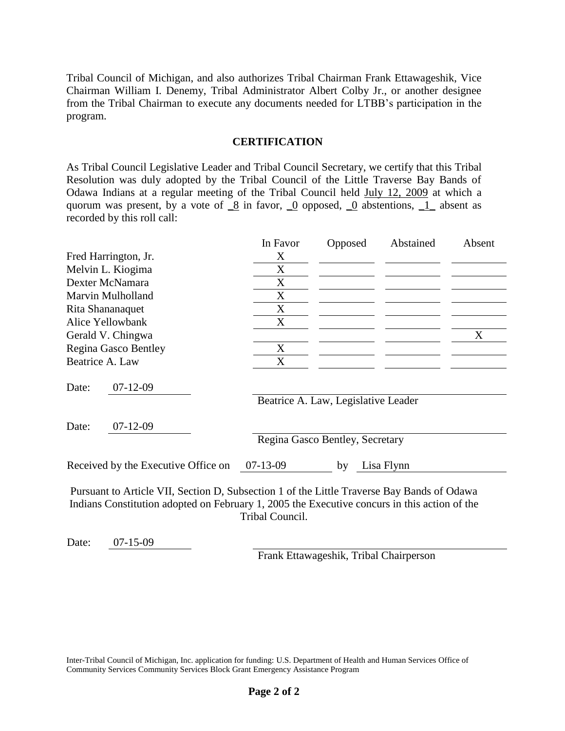Tribal Council of Michigan, and also authorizes Tribal Chairman Frank Ettawageshik, Vice Chairman William I. Denemy, Tribal Administrator Albert Colby Jr., or another designee from the Tribal Chairman to execute any documents needed for LTBB's participation in the program.

## CERTIFICATION

As Tribal Council Legislative Leader and Tribal Council Secretary, we certify that this Tribal Resolution was duly adopted by the Tribal Council of the Little Traverse Bay Bands of Odawa Indians at a regular meeting of the Tribal Council held July 12, 2009 at which a quorum was present, by a vote of 8 in favor, 0 opposed, 0 abstentions, 1 absent as recorded by this roll call:

| | In Favor | Opposed | Abstained | Absent |
|---|---|---|---|---|
| Fred Harrington, Jr. | X | | | |
| Melvin L. Kiogima | X | | | |
| Dexter McNamara | X | | | |
| Marvin Mulholland | X | | | |
| Rita Shananaquet | X | | | |
| Alice Yellowbank | X | | | |
| Gerald V. Chingwa | | | | X |
| Regina Gasco Bentley | X | | | |
| Beatrice A. Law | X | | | |

Date: 07-12-09

Beatrice A. Law, Legislative Leader

Date: 07-12-09

Regina Gasco Bentley, Secretary

Received by the Executive Office on 07-13-09 by Lisa Flynn

Pursuant to Article VII, Section D, Subsection 1 of the Little Traverse Bay Bands of Odawa Indians Constitution adopted on February 1, 2005 the Executive concurs in this action of the Tribal Council.

Date: 07-15-09

Frank Ettawageshik, Tribal Chairperson

Inter-Tribal Council of Michigan, Inc. application for funding: U.S. Department of Health and Human Services Office of Community Services Community Services Block Grant Emergency Assistance Program